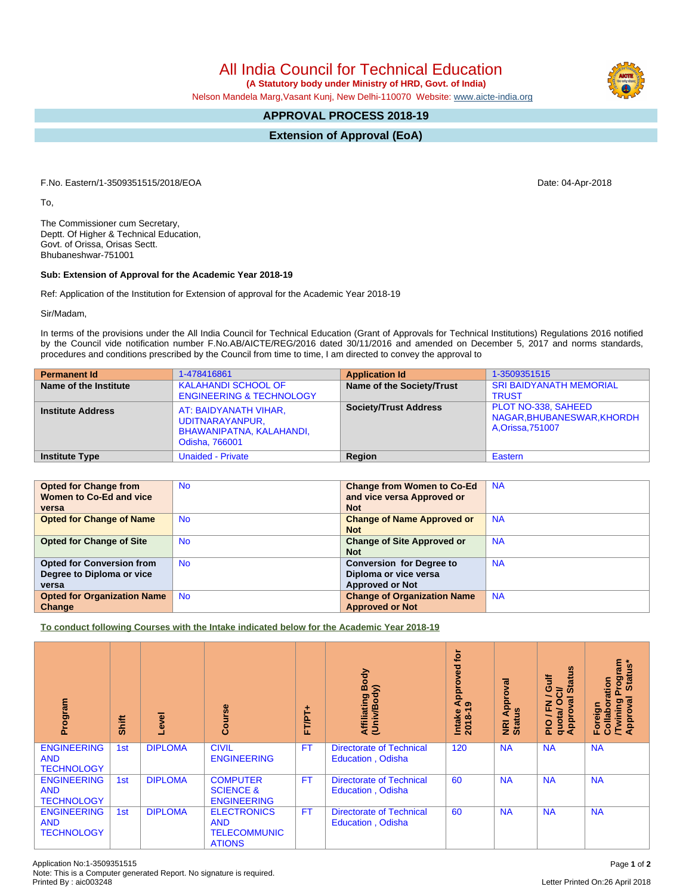# All India Council for Technical Education

**(A Statutory body under Ministry of HRD, Govt. of India)**

Nelson Mandela Marg,Vasant Kunj, New Delhi-110070 Website: www.aicte-india.org

## APPROVAL PROCESS 2018-19

## Extension of Approval (EoA)

F.No. Eastern/1-3509351515/2018/EOA

Date: 04-Apr-2018

To,

The Commissioner cum Secretary,
Deptt. Of Higher & Technical Education,
Govt. of Orissa, Orisas Sectt.
Bhubaneshwar-751001

**Sub: Extension of Approval for the Academic Year 2018-19**

Ref: Application of the Institution for Extension of approval for the Academic Year 2018-19

Sir/Madam,

In terms of the provisions under the All India Council for Technical Education (Grant of Approvals for Technical Institutions) Regulations 2016 notified by the Council vide notification number F.No.AB/AICTE/REG/2016 dated 30/11/2016 and amended on December 5, 2017 and norms standards, procedures and conditions prescribed by the Council from time to time, I am directed to convey the approval to

| Permanent Id | 1-478416861 | Application Id | 1-3509351515 |
|---|---|---|---|
| Name of the Institute | KALAHANDI SCHOOL OF ENGINEERING & TECHNOLOGY | Name of the Society/Trust | SRI BAIDYANATH MEMORIAL TRUST |
| Institute Address | AT: BAIDYANATH VIHAR, UDITNARAYANPUR, BHAWANIPATNA, KALAHANDI, Odisha, 766001 | Society/Trust Address | PLOT NO-338, SAHEED NAGAR,BHUBANESWAR,KHORDHA,Orissa,751007 |
| Institute Type | Unaided - Private | Region | Eastern |

| Opted for Change from Women to Co-Ed and vice versa | No | Change from Women to Co-Ed and vice versa Approved or Not | NA |
|---|---|---|---|
| Opted for Change of Name | No | Change of Name Approved or Not | NA |
| Opted for Change of Site | No | Change of Site Approved or Not | NA |
| Opted for Conversion from Degree to Diploma or vice versa | No | Conversion for Degree to Diploma or vice versa Approved or Not | NA |
| Opted for Organization Name Change | No | Change of Organization Name Approved or Not | NA |

**To conduct following Courses with the Intake indicated below for the Academic Year 2018-19**

| Program | Shift | Level | Course | FT/PT+ | Affiliating Body (Univ/Body) | Intake Approved for 2018-19 | NRI Approval Status | PIO / FN / Gulf quota/ OCI/ Approval Status | Foreign Collaboration /Twining Program Approval Status* |
|---|---|---|---|---|---|---|---|---|---|
| ENGINEERING AND TECHNOLOGY | 1st | DIPLOMA | CIVIL ENGINEERING | FT | Directorate of Technical Education , Odisha | 120 | NA | NA | NA |
| ENGINEERING AND TECHNOLOGY | 1st | DIPLOMA | COMPUTER SCIENCE & ENGINEERING | FT | Directorate of Technical Education , Odisha | 60 | NA | NA | NA |
| ENGINEERING AND TECHNOLOGY | 1st | DIPLOMA | ELECTRONICS AND TELECOMMUNICATIONS | FT | Directorate of Technical Education , Odisha | 60 | NA | NA | NA |

Application No:1-3509351515
Note: This is a Computer generated Report. No signature is required.
Printed By : aic003248

Letter Printed On:26 April 2018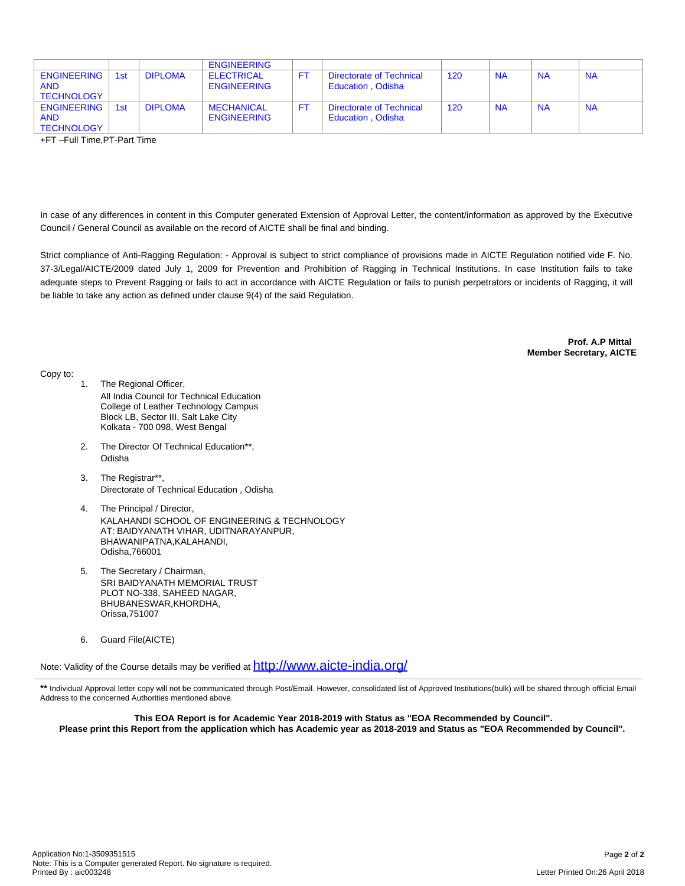| | | | | | | | | | |
|---|---|---|---|---|---|---|---|---|---|
| | | | ENGINEERING | | | | | | |
| ENGINEERING AND TECHNOLOGY | 1st | DIPLOMA | ELECTRICAL ENGINEERING | FT | Directorate of Technical Education , Odisha | 120 | NA | NA | NA |
| ENGINEERING AND TECHNOLOGY | 1st | DIPLOMA | MECHANICAL ENGINEERING | FT | Directorate of Technical Education , Odisha | 120 | NA | NA | NA |

+FT –Full Time,PT-Part Time

In case of any differences in content in this Computer generated Extension of Approval Letter, the content/information as approved by the Executive Council / General Council as available on the record of AICTE shall be final and binding.

Strict compliance of Anti-Ragging Regulation: - Approval is subject to strict compliance of provisions made in AICTE Regulation notified vide F. No. 37-3/Legal/AICTE/2009 dated July 1, 2009 for Prevention and Prohibition of Ragging in Technical Institutions. In case Institution fails to take adequate steps to Prevent Ragging or fails to act in accordance with AICTE Regulation or fails to punish perpetrators or incidents of Ragging, it will be liable to take any action as defined under clause 9(4) of the said Regulation.

**Prof. A.P Mittal**
**Member Secretary, AICTE**

Copy to:

1. The Regional Officer,
   All India Council for Technical Education
   College of Leather Technology Campus
   Block LB, Sector III, Salt Lake City
   Kolkata - 700 098, West Bengal

2. The Director Of Technical Education**,
   Odisha

3. The Registrar**,
   Directorate of Technical Education , Odisha

4. The Principal / Director,
   KALAHANDI SCHOOL OF ENGINEERING & TECHNOLOGY
   AT: BAIDYANATH VIHAR, UDITNARAYANPUR,
   BHAWANIPATNA,KALAHANDI,
   Odisha,766001

5. The Secretary / Chairman,
   SRI BAIDYANATH MEMORIAL TRUST
   PLOT NO-338, SAHEED NAGAR,
   BHUBANESWAR,KHORDHA,
   Orissa,751007

6. Guard File(AICTE)

Note: Validity of the Course details may be verified at http://www.aicte-india.org/

** Individual Approval letter copy will not be communicated through Post/Email. However, consolidated list of Approved Institutions(bulk) will be shared through official Email Address to the concerned Authorities mentioned above.

**This EOA Report is for Academic Year 2018-2019 with Status as "EOA Recommended by Council".**
**Please print this Report from the application which has Academic year as 2018-2019 and Status as "EOA Recommended by Council".**

Application No:1-3509351515
Note: This is a Computer generated Report. No signature is required.
Printed By : aic003248

Letter Printed On:26 April 2018